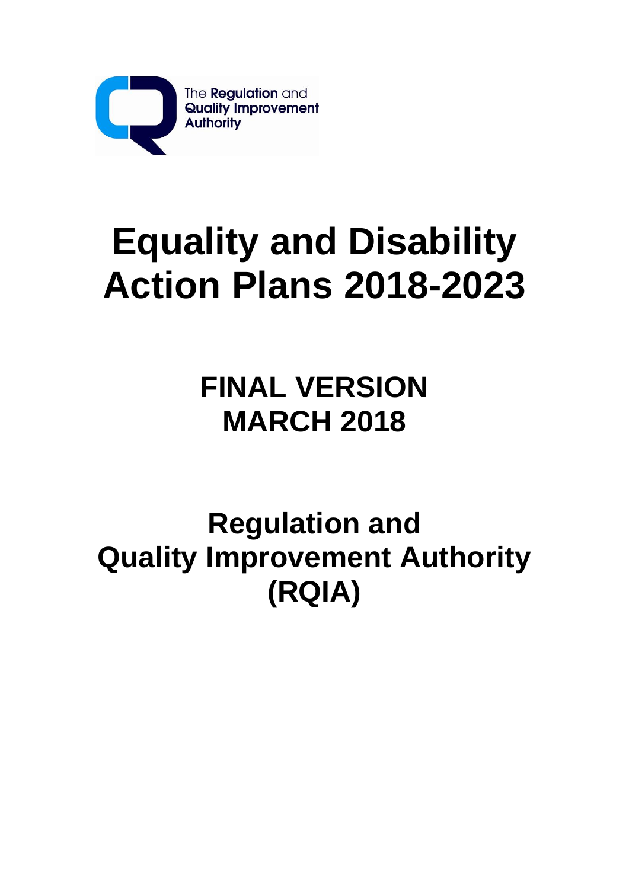The Regulation and Quality Improvement Authority

# Equality and Disability Action Plans 2018-2023

## FINAL VERSION
## MARCH 2018

## Regulation and Quality Improvement Authority (RQIA)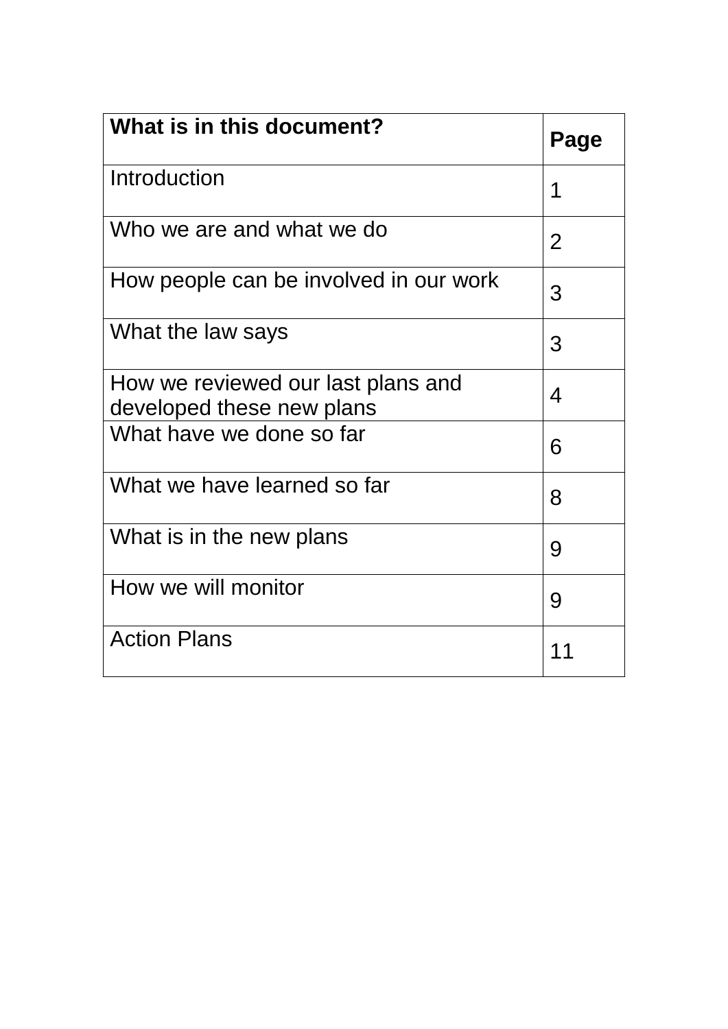| What is in this document? | Page |
| --- | --- |
| Introduction | 1 |
| Who we are and what we do | 2 |
| How people can be involved in our work | 3 |
| What the law says | 3 |
| How we reviewed our last plans and developed these new plans | 4 |
| What have we done so far | 6 |
| What we have learned so far | 8 |
| What is in the new plans | 9 |
| How we will monitor | 9 |
| Action Plans | 11 |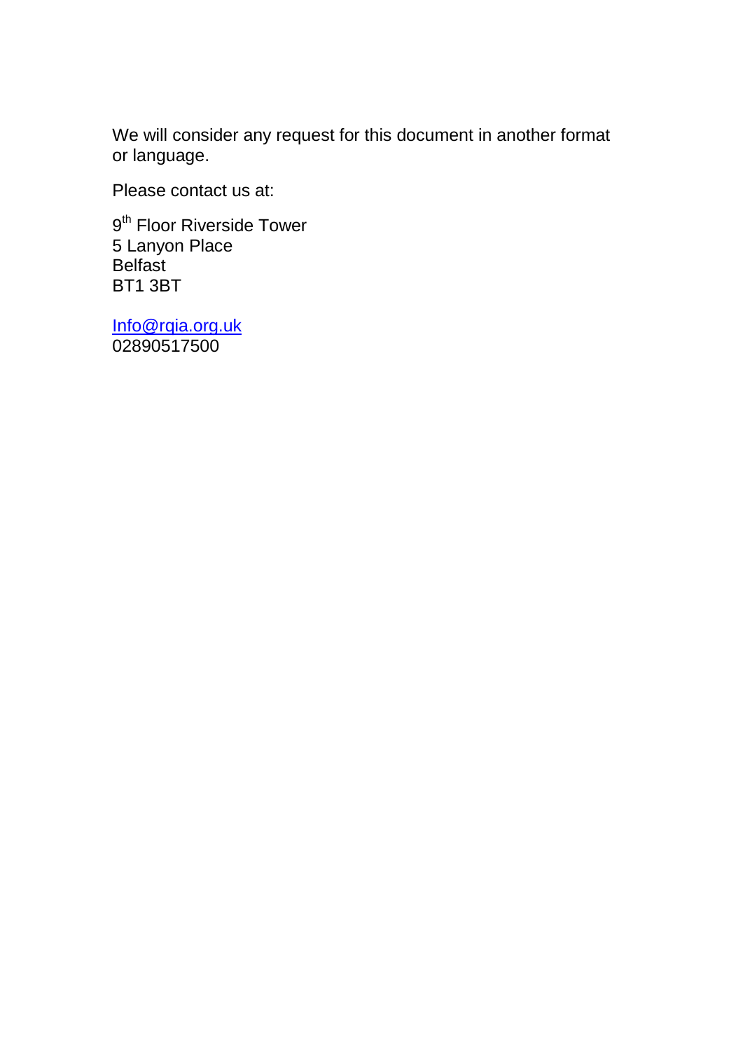We will consider any request for this document in another format or language.

Please contact us at:

9th Floor Riverside Tower  
5 Lanyon Place  
Belfast  
BT1 3BT

Info@rqia.org.uk  
02890517500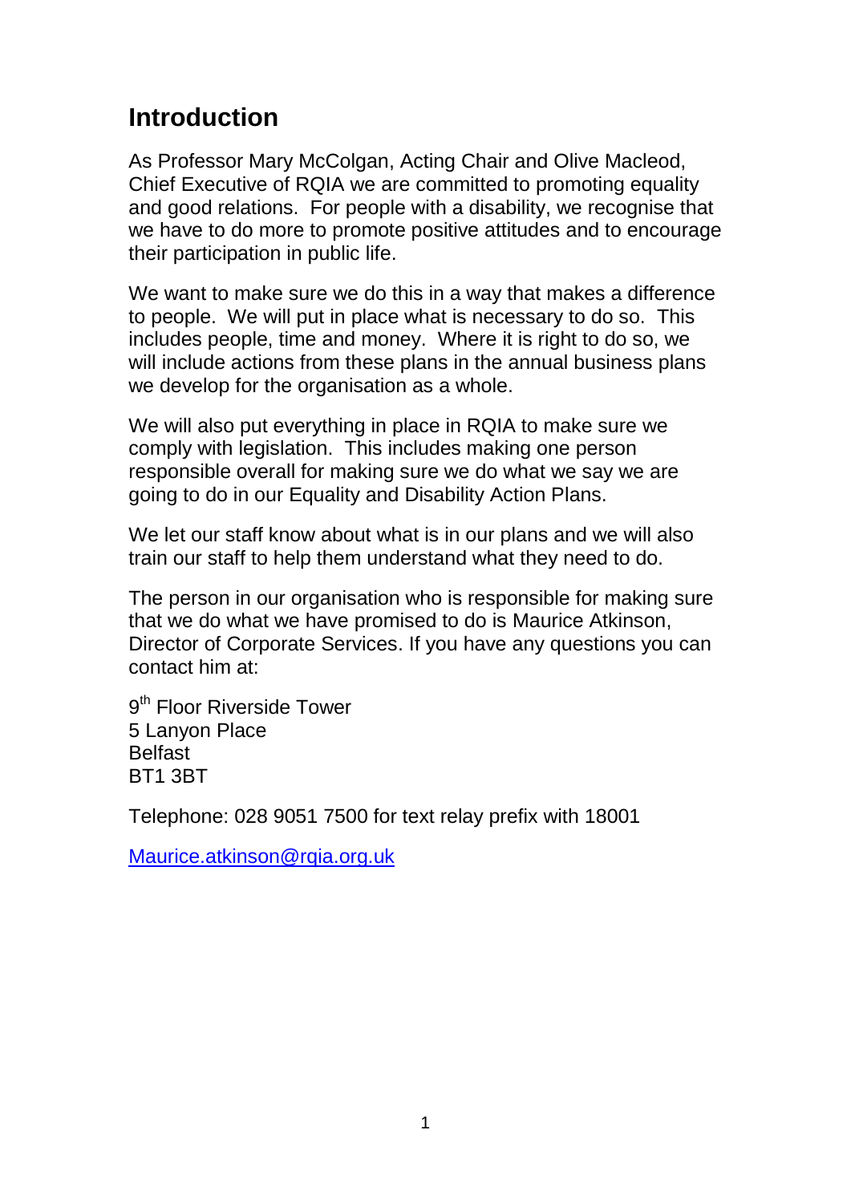## Introduction

As Professor Mary McColgan, Acting Chair and Olive Macleod, Chief Executive of RQIA we are committed to promoting equality and good relations. For people with a disability, we recognise that we have to do more to promote positive attitudes and to encourage their participation in public life.

We want to make sure we do this in a way that makes a difference to people. We will put in place what is necessary to do so. This includes people, time and money. Where it is right to do so, we will include actions from these plans in the annual business plans we develop for the organisation as a whole.

We will also put everything in place in RQIA to make sure we comply with legislation. This includes making one person responsible overall for making sure we do what we say we are going to do in our Equality and Disability Action Plans.

We let our staff know about what is in our plans and we will also train our staff to help them understand what they need to do.

The person in our organisation who is responsible for making sure that we do what we have promised to do is Maurice Atkinson, Director of Corporate Services. If you have any questions you can contact him at:

9th Floor Riverside Tower
5 Lanyon Place
Belfast
BT1 3BT

Telephone: 028 9051 7500 for text relay prefix with 18001

Maurice.atkinson@rqia.org.uk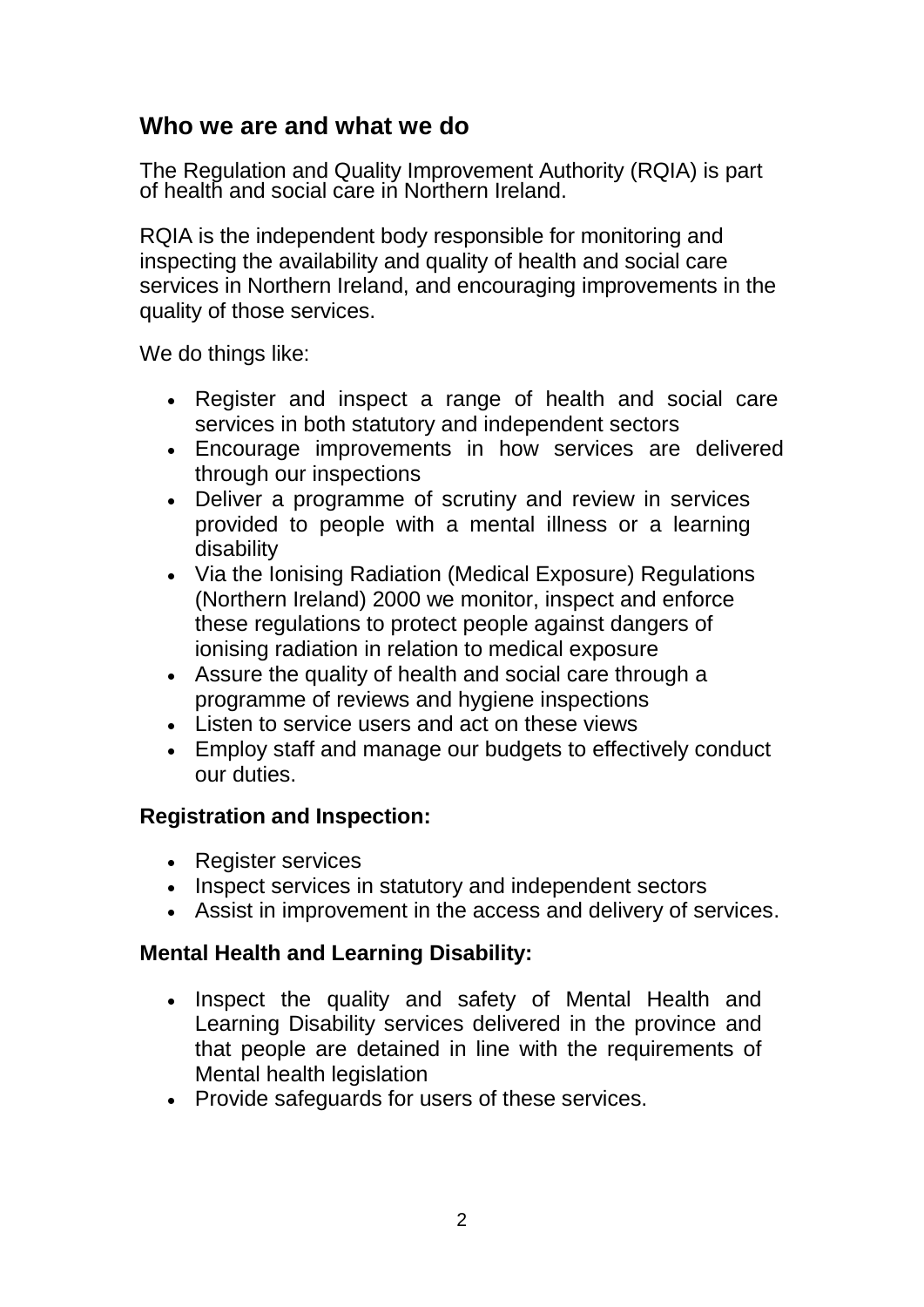## Who we are and what we do

The Regulation and Quality Improvement Authority (RQIA) is part of health and social care in Northern Ireland.

RQIA is the independent body responsible for monitoring and inspecting the availability and quality of health and social care services in Northern Ireland, and encouraging improvements in the quality of those services.

We do things like:

- Register and inspect a range of health and social care services in both statutory and independent sectors
- Encourage improvements in how services are delivered through our inspections
- Deliver a programme of scrutiny and review in services provided to people with a mental illness or a learning disability
- Via the Ionising Radiation (Medical Exposure) Regulations (Northern Ireland) 2000 we monitor, inspect and enforce these regulations to protect people against dangers of ionising radiation in relation to medical exposure
- Assure the quality of health and social care through a programme of reviews and hygiene inspections
- Listen to service users and act on these views
- Employ staff and manage our budgets to effectively conduct our duties.

**Registration and Inspection:**

- Register services
- Inspect services in statutory and independent sectors
- Assist in improvement in the access and delivery of services.

**Mental Health and Learning Disability:**

- Inspect the quality and safety of Mental Health and Learning Disability services delivered in the province and that people are detained in line with the requirements of Mental health legislation
- Provide safeguards for users of these services.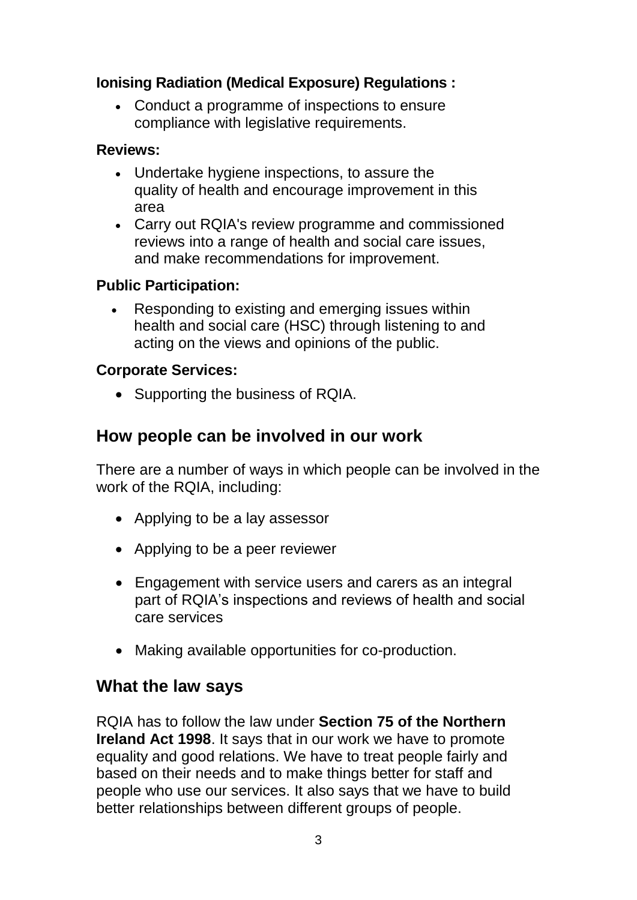**Ionising Radiation (Medical Exposure) Regulations :**

- Conduct a programme of inspections to ensure compliance with legislative requirements.

**Reviews:**

- Undertake hygiene inspections, to assure the quality of health and encourage improvement in this area
- Carry out RQIA's review programme and commissioned reviews into a range of health and social care issues, and make recommendations for improvement.

**Public Participation:**

- Responding to existing and emerging issues within health and social care (HSC) through listening to and acting on the views and opinions of the public.

**Corporate Services:**

- Supporting the business of RQIA.

## How people can be involved in our work

There are a number of ways in which people can be involved in the work of the RQIA, including:

- Applying to be a lay assessor
- Applying to be a peer reviewer
- Engagement with service users and carers as an integral part of RQIA's inspections and reviews of health and social care services
- Making available opportunities for co-production.

## What the law says

RQIA has to follow the law under **Section 75 of the Northern Ireland Act 1998**. It says that in our work we have to promote equality and good relations. We have to treat people fairly and based on their needs and to make things better for staff and people who use our services. It also says that we have to build better relationships between different groups of people.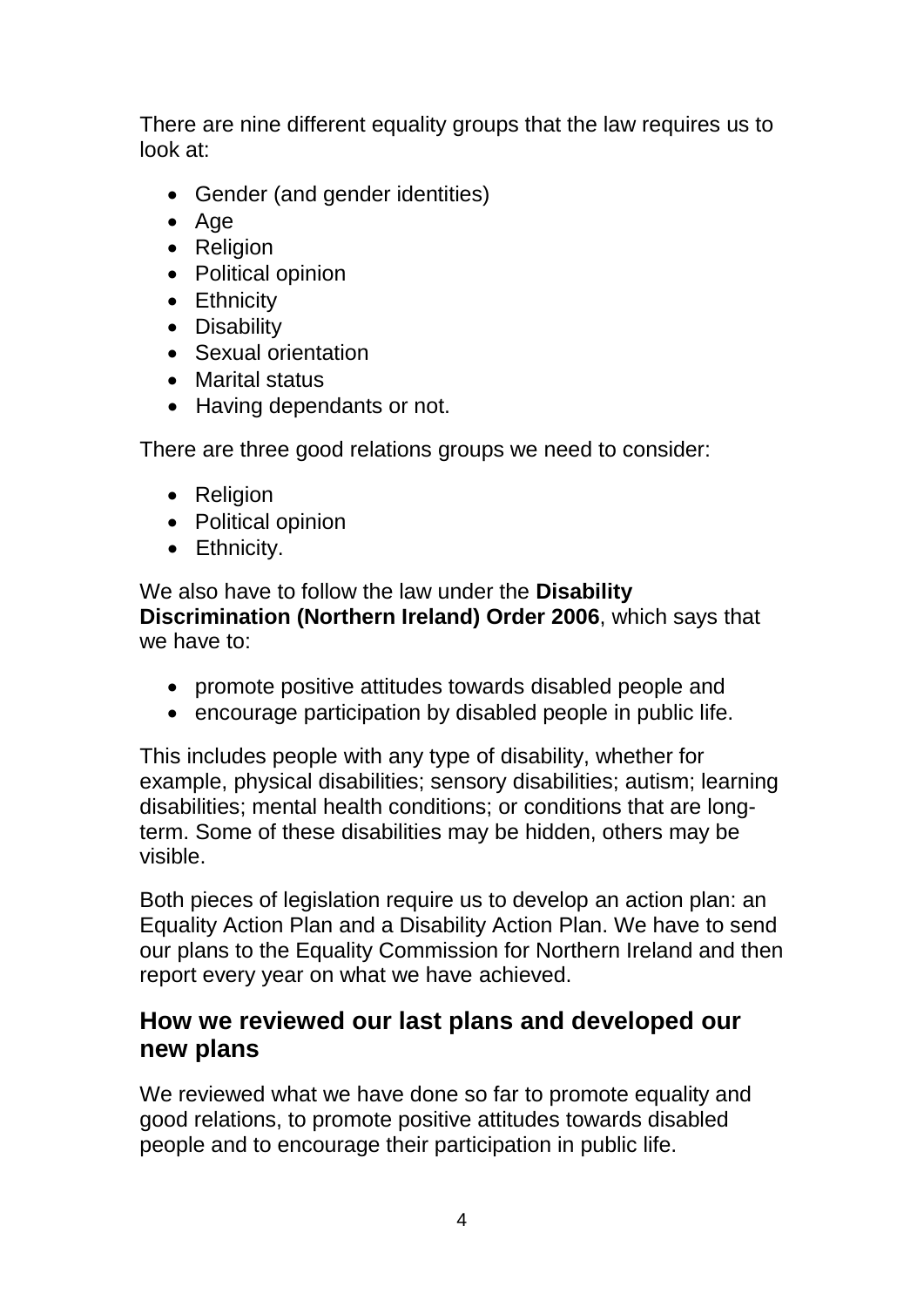There are nine different equality groups that the law requires us to look at:

- Gender (and gender identities)
- Age
- Religion
- Political opinion
- Ethnicity
- Disability
- Sexual orientation
- Marital status
- Having dependants or not.

There are three good relations groups we need to consider:

- Religion
- Political opinion
- Ethnicity.

We also have to follow the law under the **Disability Discrimination (Northern Ireland) Order 2006**, which says that we have to:

- promote positive attitudes towards disabled people and
- encourage participation by disabled people in public life.

This includes people with any type of disability, whether for example, physical disabilities; sensory disabilities; autism; learning disabilities; mental health conditions; or conditions that are long-term. Some of these disabilities may be hidden, others may be visible.

Both pieces of legislation require us to develop an action plan: an Equality Action Plan and a Disability Action Plan. We have to send our plans to the Equality Commission for Northern Ireland and then report every year on what we have achieved.

## How we reviewed our last plans and developed our new plans

We reviewed what we have done so far to promote equality and good relations, to promote positive attitudes towards disabled people and to encourage their participation in public life.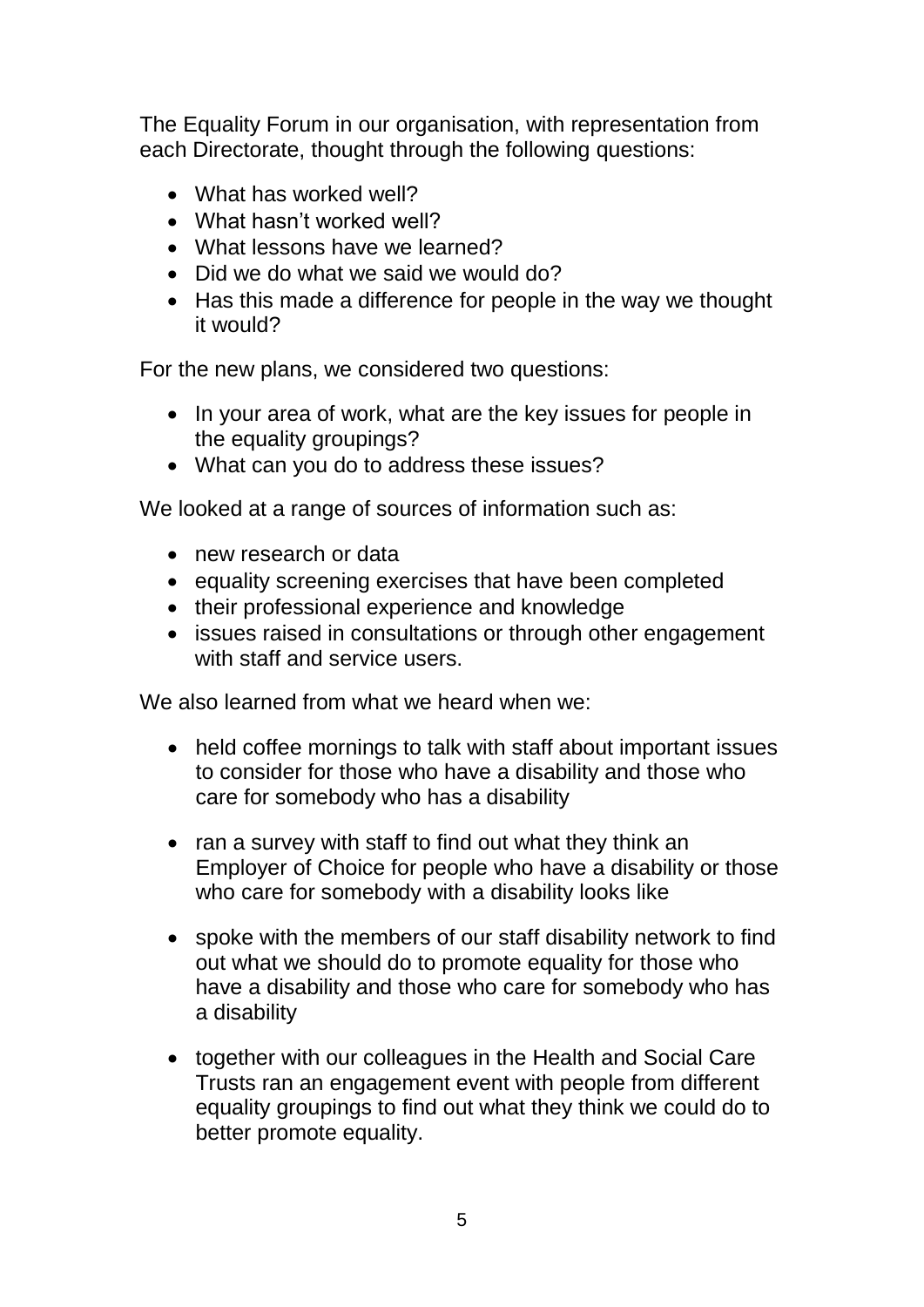The Equality Forum in our organisation, with representation from each Directorate, thought through the following questions:

- What has worked well?
- What hasn't worked well?
- What lessons have we learned?
- Did we do what we said we would do?
- Has this made a difference for people in the way we thought it would?

For the new plans, we considered two questions:

- In your area of work, what are the key issues for people in the equality groupings?
- What can you do to address these issues?

We looked at a range of sources of information such as:

- new research or data
- equality screening exercises that have been completed
- their professional experience and knowledge
- issues raised in consultations or through other engagement with staff and service users.

We also learned from what we heard when we:

- held coffee mornings to talk with staff about important issues to consider for those who have a disability and those who care for somebody who has a disability

- ran a survey with staff to find out what they think an Employer of Choice for people who have a disability or those who care for somebody with a disability looks like

- spoke with the members of our staff disability network to find out what we should do to promote equality for those who have a disability and those who care for somebody who has a disability

- together with our colleagues in the Health and Social Care Trusts ran an engagement event with people from different equality groupings to find out what they think we could do to better promote equality.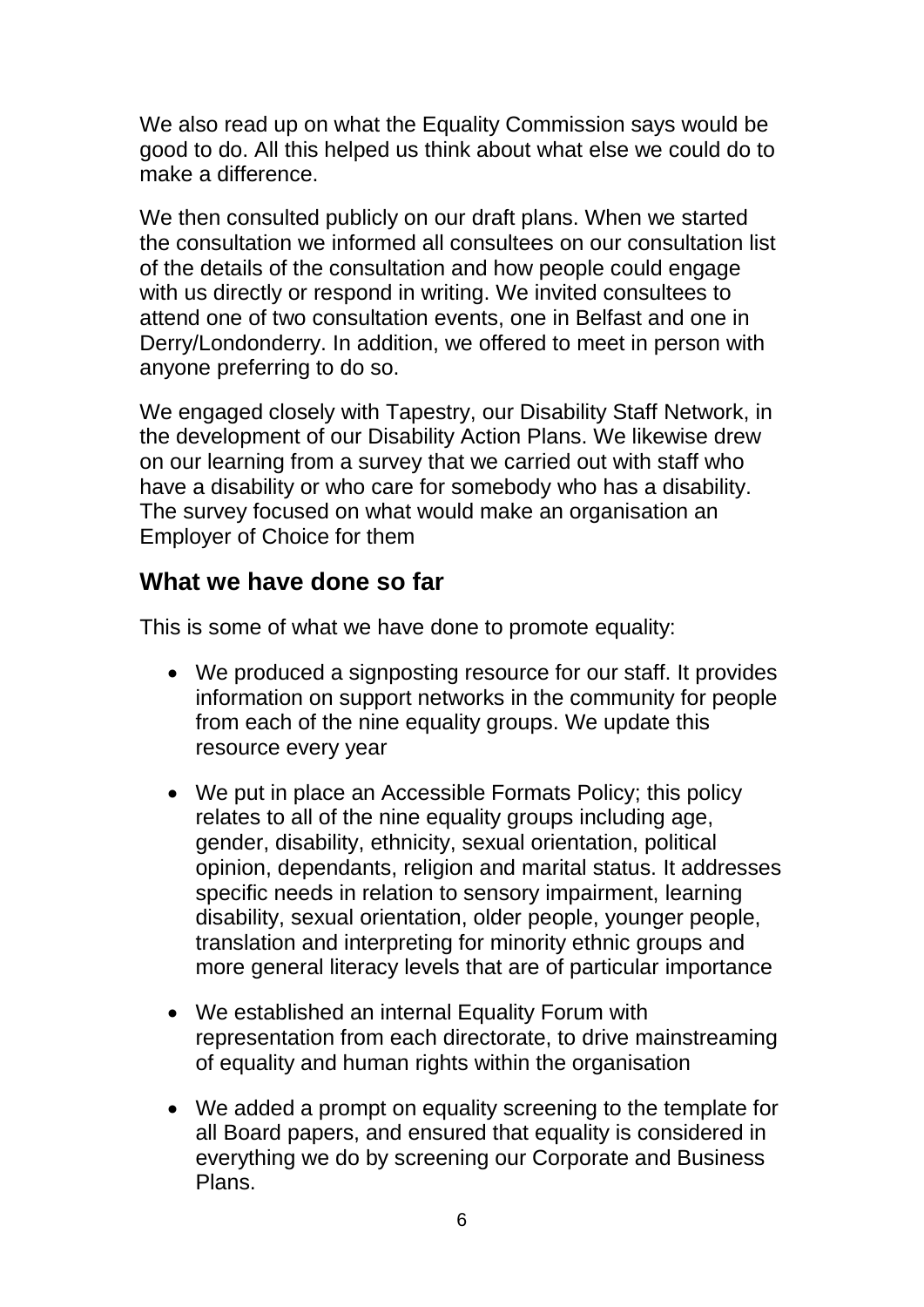We also read up on what the Equality Commission says would be good to do. All this helped us think about what else we could do to make a difference.

We then consulted publicly on our draft plans. When we started the consultation we informed all consultees on our consultation list of the details of the consultation and how people could engage with us directly or respond in writing. We invited consultees to attend one of two consultation events, one in Belfast and one in Derry/Londonderry. In addition, we offered to meet in person with anyone preferring to do so.

We engaged closely with Tapestry, our Disability Staff Network, in the development of our Disability Action Plans. We likewise drew on our learning from a survey that we carried out with staff who have a disability or who care for somebody who has a disability. The survey focused on what would make an organisation an Employer of Choice for them

## What we have done so far

This is some of what we have done to promote equality:

- We produced a signposting resource for our staff. It provides information on support networks in the community for people from each of the nine equality groups. We update this resource every year
- We put in place an Accessible Formats Policy; this policy relates to all of the nine equality groups including age, gender, disability, ethnicity, sexual orientation, political opinion, dependants, religion and marital status. It addresses specific needs in relation to sensory impairment, learning disability, sexual orientation, older people, younger people, translation and interpreting for minority ethnic groups and more general literacy levels that are of particular importance
- We established an internal Equality Forum with representation from each directorate, to drive mainstreaming of equality and human rights within the organisation
- We added a prompt on equality screening to the template for all Board papers, and ensured that equality is considered in everything we do by screening our Corporate and Business Plans.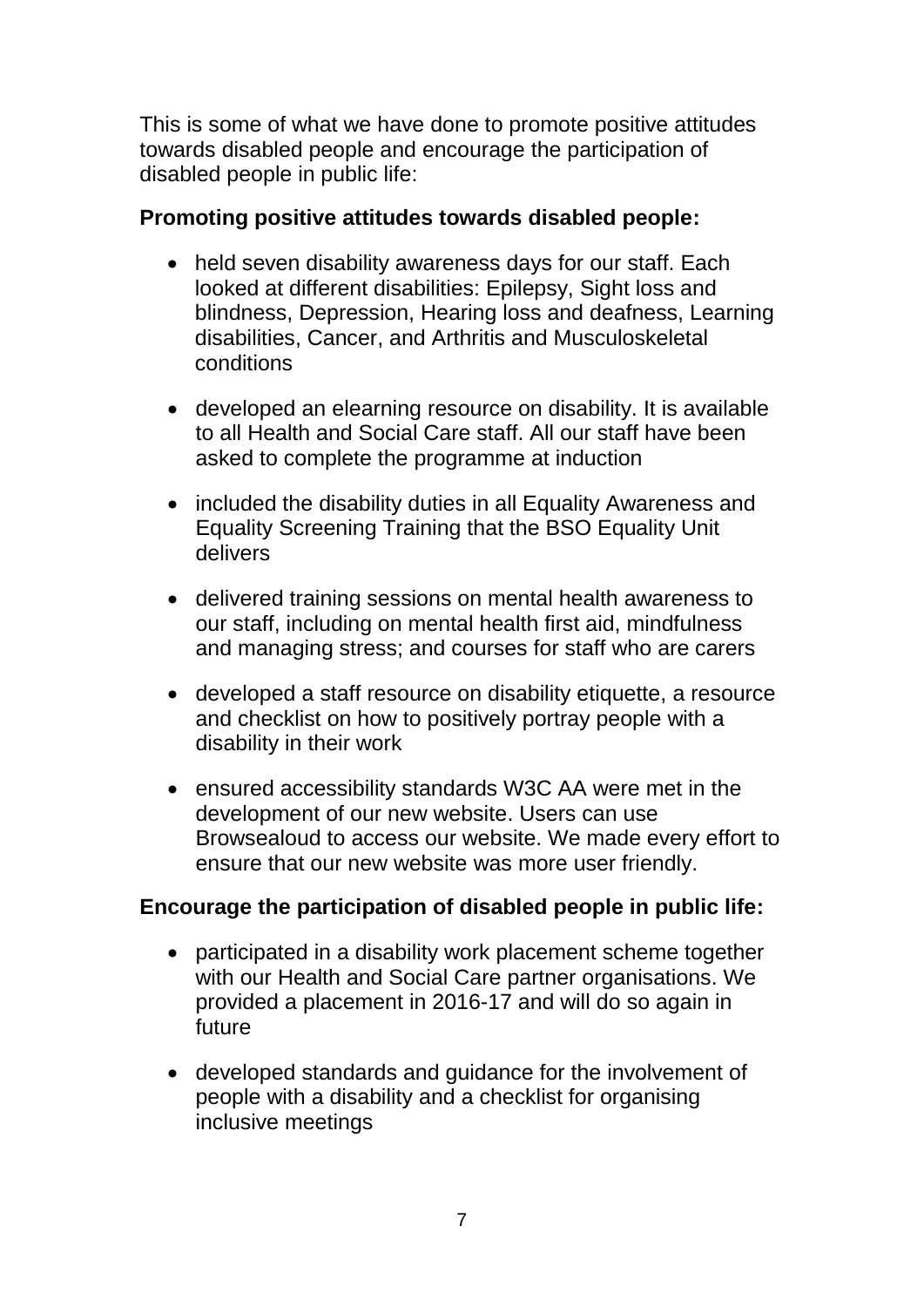This is some of what we have done to promote positive attitudes towards disabled people and encourage the participation of disabled people in public life:

**Promoting positive attitudes towards disabled people:**

- held seven disability awareness days for our staff. Each looked at different disabilities: Epilepsy, Sight loss and blindness, Depression, Hearing loss and deafness, Learning disabilities, Cancer, and Arthritis and Musculoskeletal conditions
- developed an elearning resource on disability. It is available to all Health and Social Care staff. All our staff have been asked to complete the programme at induction
- included the disability duties in all Equality Awareness and Equality Screening Training that the BSO Equality Unit delivers
- delivered training sessions on mental health awareness to our staff, including on mental health first aid, mindfulness and managing stress; and courses for staff who are carers
- developed a staff resource on disability etiquette, a resource and checklist on how to positively portray people with a disability in their work
- ensured accessibility standards W3C AA were met in the development of our new website. Users can use Browsealoud to access our website. We made every effort to ensure that our new website was more user friendly.

**Encourage the participation of disabled people in public life:**

- participated in a disability work placement scheme together with our Health and Social Care partner organisations. We provided a placement in 2016-17 and will do so again in future
- developed standards and guidance for the involvement of people with a disability and a checklist for organising inclusive meetings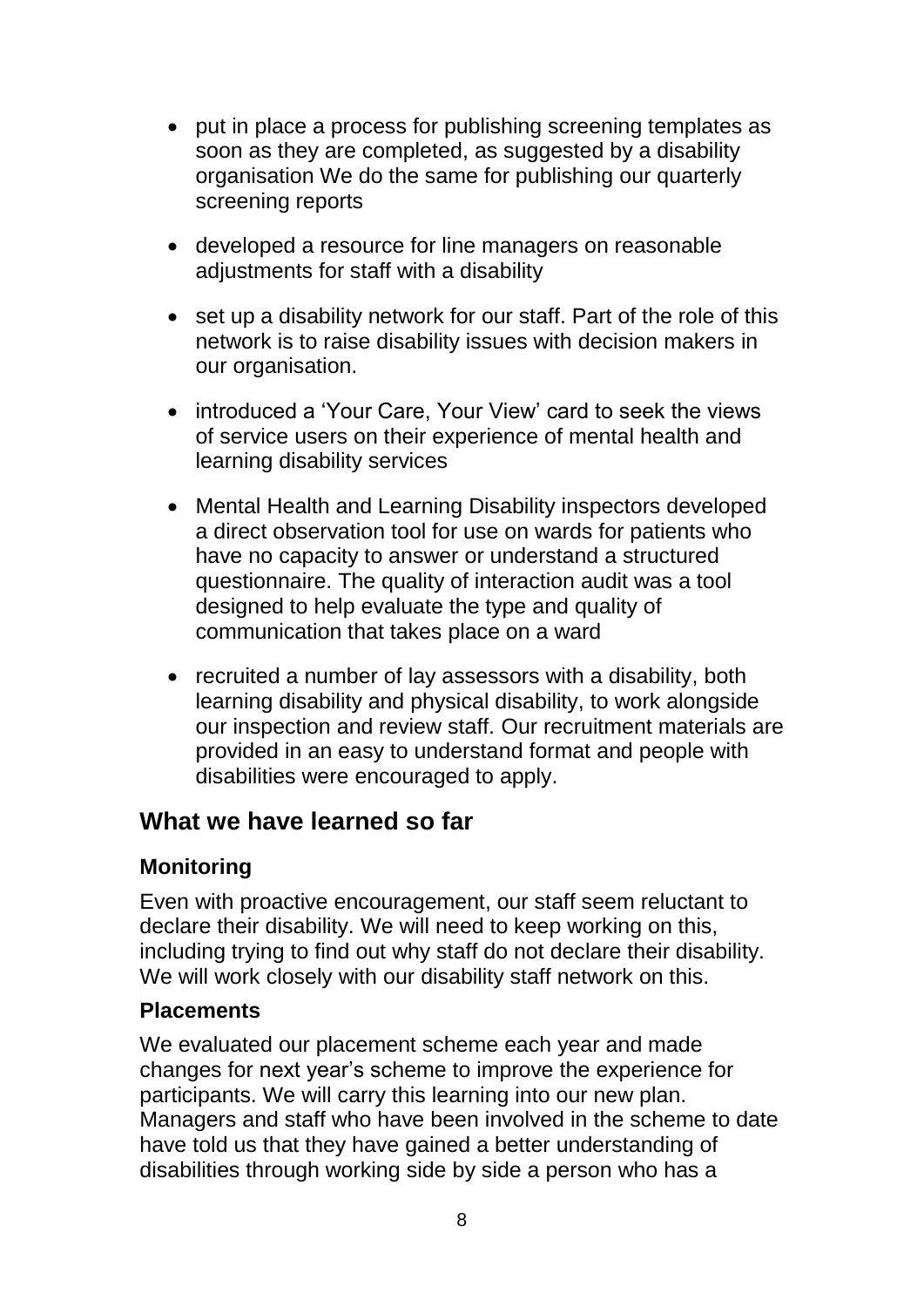- put in place a process for publishing screening templates as soon as they are completed, as suggested by a disability organisation We do the same for publishing our quarterly screening reports

- developed a resource for line managers on reasonable adjustments for staff with a disability

- set up a disability network for our staff. Part of the role of this network is to raise disability issues with decision makers in our organisation.

- introduced a 'Your Care, Your View' card to seek the views of service users on their experience of mental health and learning disability services

- Mental Health and Learning Disability inspectors developed a direct observation tool for use on wards for patients who have no capacity to answer or understand a structured questionnaire. The quality of interaction audit was a tool designed to help evaluate the type and quality of communication that takes place on a ward

- recruited a number of lay assessors with a disability, both learning disability and physical disability, to work alongside our inspection and review staff. Our recruitment materials are provided in an easy to understand format and people with disabilities were encouraged to apply.

## What we have learned so far

### Monitoring

Even with proactive encouragement, our staff seem reluctant to declare their disability. We will need to keep working on this, including trying to find out why staff do not declare their disability. We will work closely with our disability staff network on this.

### Placements

We evaluated our placement scheme each year and made changes for next year's scheme to improve the experience for participants. We will carry this learning into our new plan. Managers and staff who have been involved in the scheme to date have told us that they have gained a better understanding of disabilities through working side by side a person who has a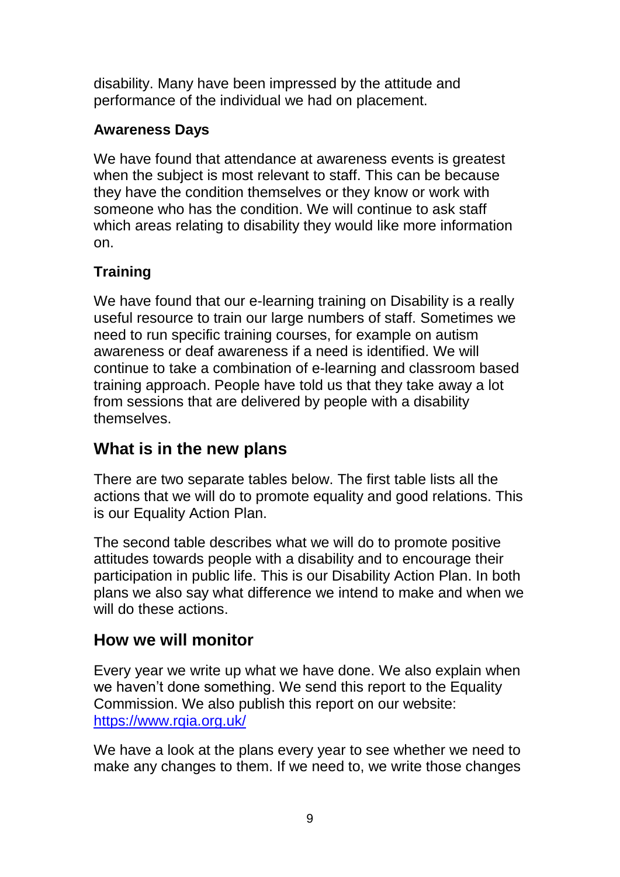disability. Many have been impressed by the attitude and performance of the individual we had on placement.

**Awareness Days**

We have found that attendance at awareness events is greatest when the subject is most relevant to staff. This can be because they have the condition themselves or they know or work with someone who has the condition. We will continue to ask staff which areas relating to disability they would like more information on.

**Training**

We have found that our e-learning training on Disability is a really useful resource to train our large numbers of staff. Sometimes we need to run specific training courses, for example on autism awareness or deaf awareness if a need is identified. We will continue to take a combination of e-learning and classroom based training approach. People have told us that they take away a lot from sessions that are delivered by people with a disability themselves.

## What is in the new plans

There are two separate tables below. The first table lists all the actions that we will do to promote equality and good relations. This is our Equality Action Plan.

The second table describes what we will do to promote positive attitudes towards people with a disability and to encourage their participation in public life. This is our Disability Action Plan. In both plans we also say what difference we intend to make and when we will do these actions.

## How we will monitor

Every year we write up what we have done. We also explain when we haven't done something. We send this report to the Equality Commission. We also publish this report on our website: https://www.rqia.org.uk/

We have a look at the plans every year to see whether we need to make any changes to them. If we need to, we write those changes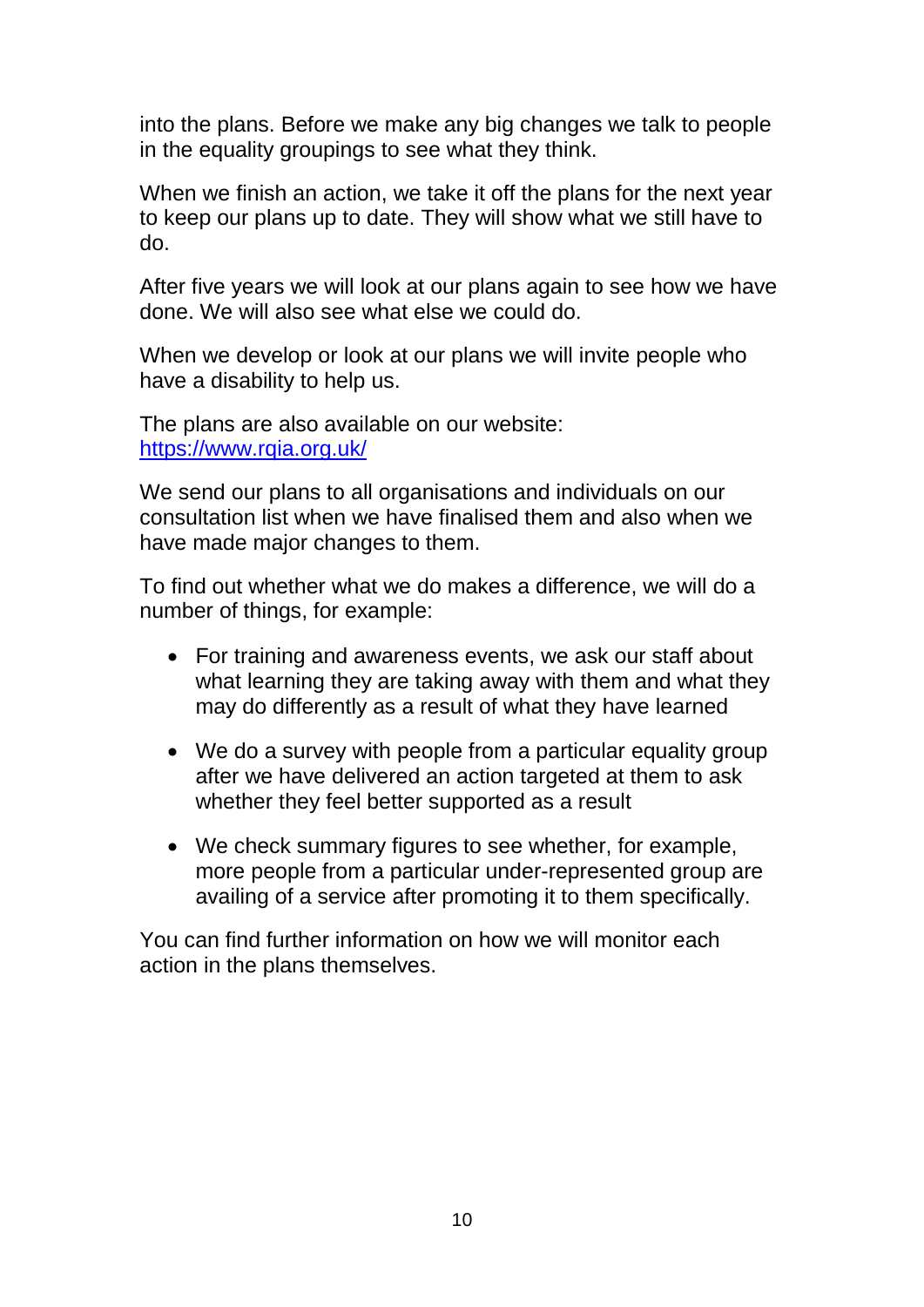into the plans. Before we make any big changes we talk to people in the equality groupings to see what they think.

When we finish an action, we take it off the plans for the next year to keep our plans up to date. They will show what we still have to do.

After five years we will look at our plans again to see how we have done. We will also see what else we could do.

When we develop or look at our plans we will invite people who have a disability to help us.

The plans are also available on our website: [https://www.rqia.org.uk/](https://www.rqia.org.uk/)

We send our plans to all organisations and individuals on our consultation list when we have finalised them and also when we have made major changes to them.

To find out whether what we do makes a difference, we will do a number of things, for example:

- For training and awareness events, we ask our staff about what learning they are taking away with them and what they may do differently as a result of what they have learned
- We do a survey with people from a particular equality group after we have delivered an action targeted at them to ask whether they feel better supported as a result
- We check summary figures to see whether, for example, more people from a particular under-represented group are availing of a service after promoting it to them specifically.

You can find further information on how we will monitor each action in the plans themselves.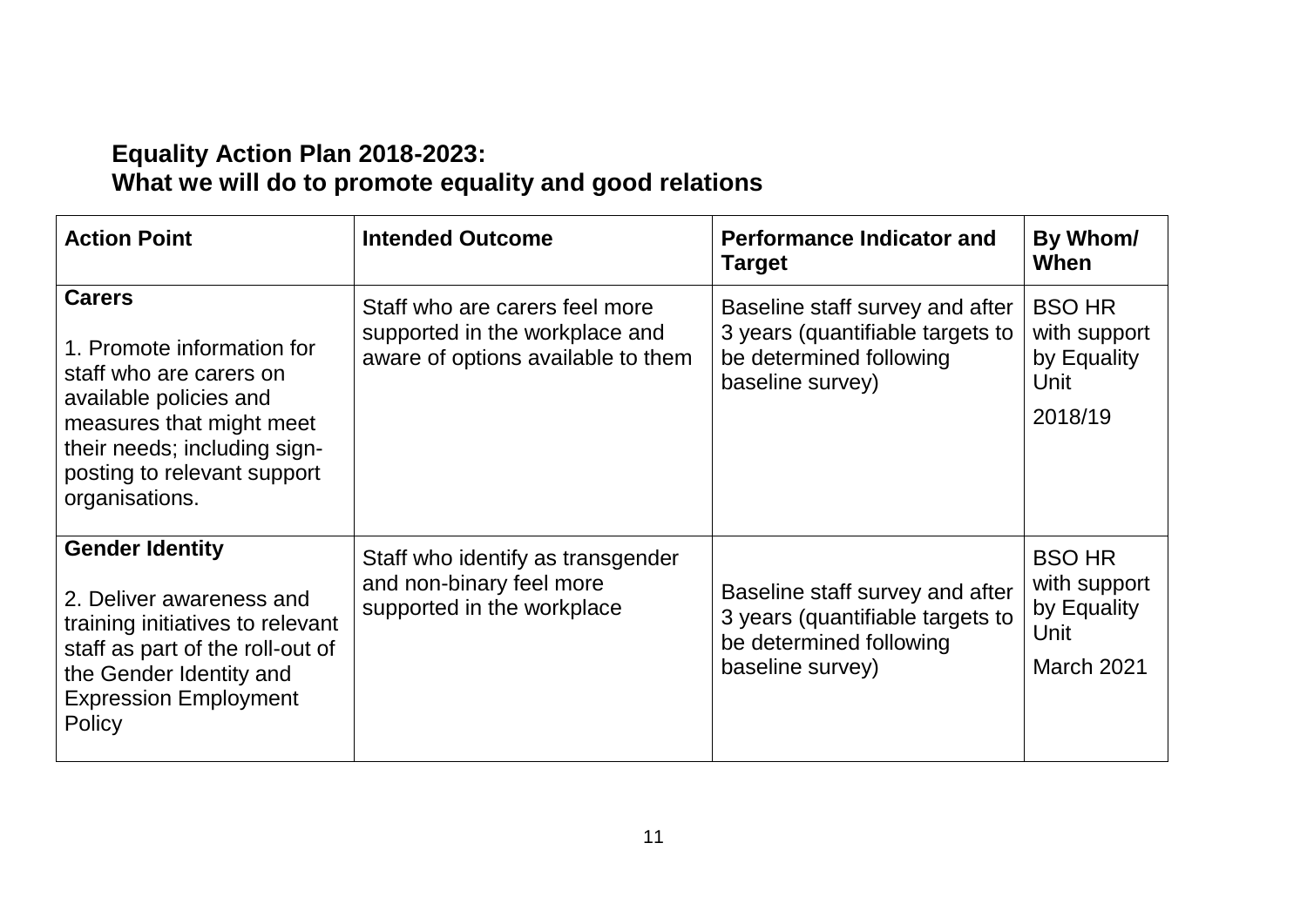## Equality Action Plan 2018-2023:
## What we will do to promote equality and good relations

| Action Point | Intended Outcome | Performance Indicator and Target | By Whom/ When |
|---|---|---|---|
| **Carers**<br><br>1. Promote information for staff who are carers on available policies and measures that might meet their needs; including sign-posting to relevant support organisations. | Staff who are carers feel more supported in the workplace and aware of options available to them | Baseline staff survey and after 3 years (quantifiable targets to be determined following baseline survey) | BSO HR with support by Equality Unit<br><br>2018/19 |
| **Gender Identity**<br><br>2. Deliver awareness and training initiatives to relevant staff as part of the roll-out of the Gender Identity and Expression Employment Policy | Staff who identify as transgender and non-binary feel more supported in the workplace | Baseline staff survey and after 3 years (quantifiable targets to be determined following baseline survey) | BSO HR with support by Equality Unit<br><br>March 2021 |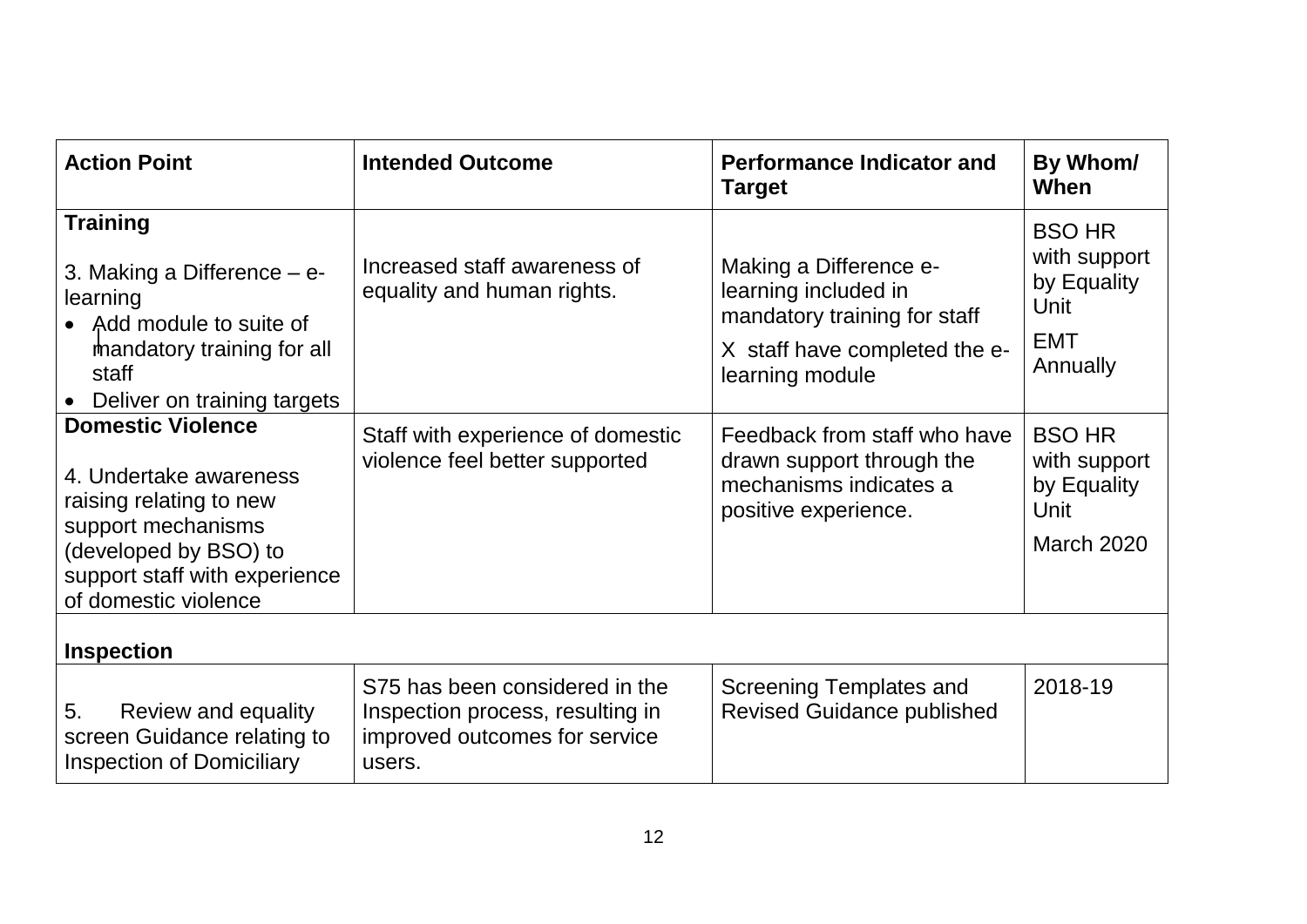| Action Point | Intended Outcome | Performance Indicator and Target | By Whom/ When |
|---|---|---|---|
| **Training**<br><br>3. Making a Difference – e-learning<br>• Add module to suite of mandatory training for all staff<br>• Deliver on training targets | Increased staff awareness of equality and human rights. | Making a Difference e-learning included in mandatory training for staff<br><br>X staff have completed the e-learning module | BSO HR with support by Equality Unit<br><br>EMT Annually |
| **Domestic Violence**<br><br>4. Undertake awareness raising relating to new support mechanisms (developed by BSO) to support staff with experience of domestic violence | Staff with experience of domestic violence feel better supported | Feedback from staff who have drawn support through the mechanisms indicates a positive experience. | BSO HR with support by Equality Unit<br><br>March 2020 |
| **Inspection** | | | |
| 5. Review and equality screen Guidance relating to Inspection of Domiciliary | S75 has been considered in the Inspection process, resulting in improved outcomes for service users. | Screening Templates and Revised Guidance published | 2018-19 |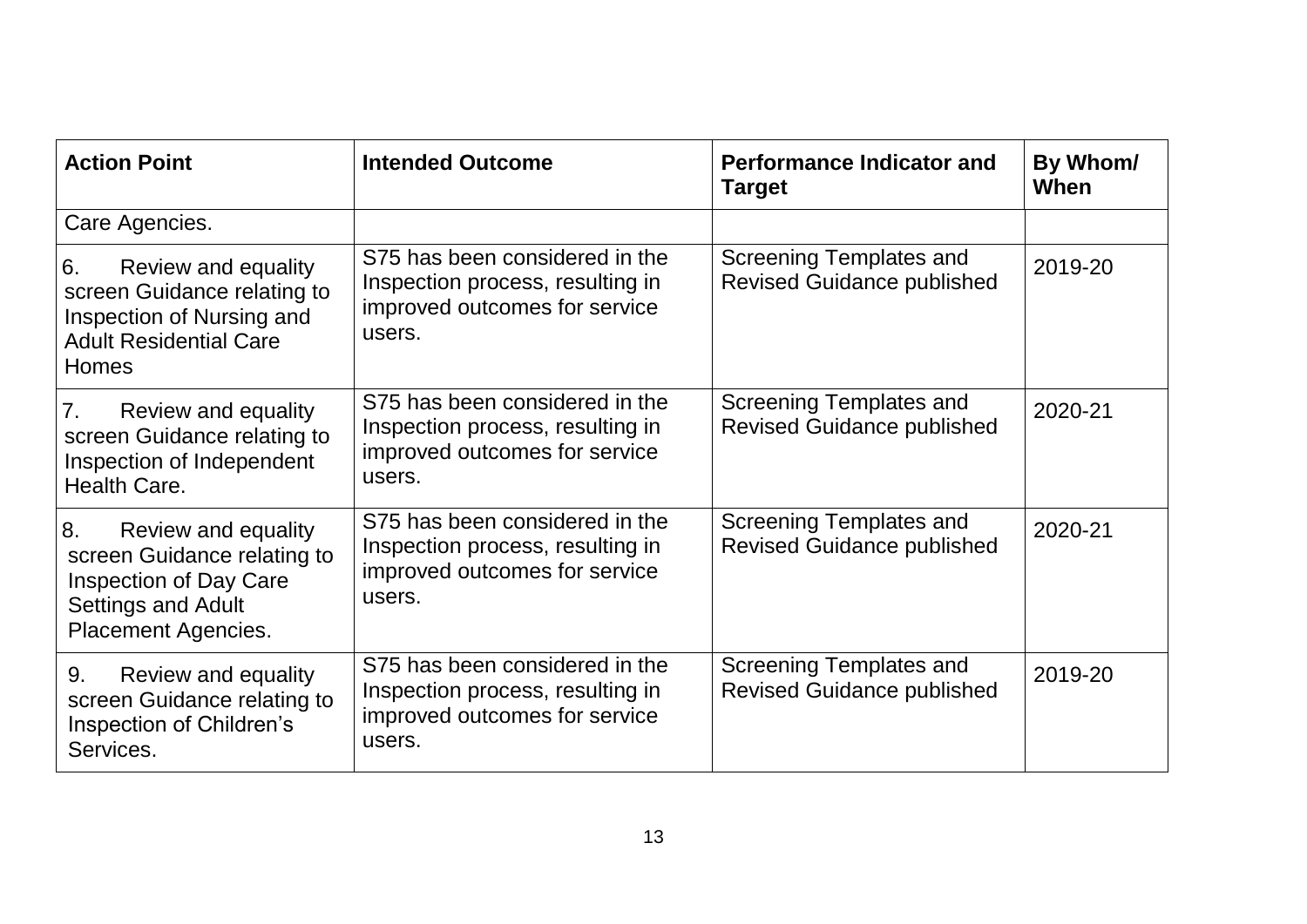| Action Point | Intended Outcome | Performance Indicator and Target | By Whom/ When |
|---|---|---|---|
| Care Agencies. | | | |
| 6. Review and equality screen Guidance relating to Inspection of Nursing and Adult Residential Care Homes | S75 has been considered in the Inspection process, resulting in improved outcomes for service users. | Screening Templates and Revised Guidance published | 2019-20 |
| 7. Review and equality screen Guidance relating to Inspection of Independent Health Care. | S75 has been considered in the Inspection process, resulting in improved outcomes for service users. | Screening Templates and Revised Guidance published | 2020-21 |
| 8. Review and equality screen Guidance relating to Inspection of Day Care Settings and Adult Placement Agencies. | S75 has been considered in the Inspection process, resulting in improved outcomes for service users. | Screening Templates and Revised Guidance published | 2020-21 |
| 9. Review and equality screen Guidance relating to Inspection of Children's Services. | S75 has been considered in the Inspection process, resulting in improved outcomes for service users. | Screening Templates and Revised Guidance published | 2019-20 |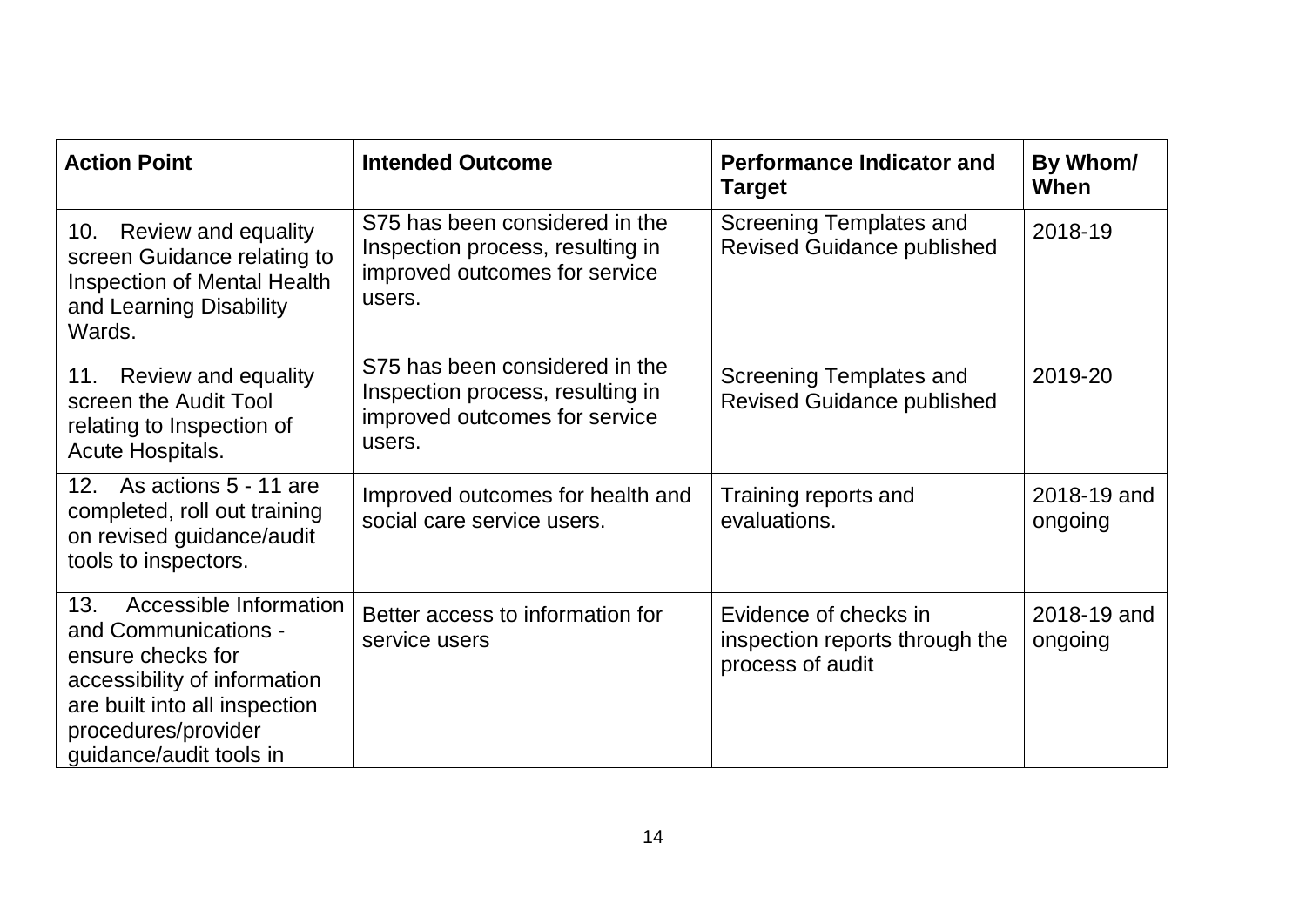| Action Point | Intended Outcome | Performance Indicator and Target | By Whom/ When |
|---|---|---|---|
| 10. Review and equality screen Guidance relating to Inspection of Mental Health and Learning Disability Wards. | S75 has been considered in the Inspection process, resulting in improved outcomes for service users. | Screening Templates and Revised Guidance published | 2018-19 |
| 11. Review and equality screen the Audit Tool relating to Inspection of Acute Hospitals. | S75 has been considered in the Inspection process, resulting in improved outcomes for service users. | Screening Templates and Revised Guidance published | 2019-20 |
| 12. As actions 5 - 11 are completed, roll out training on revised guidance/audit tools to inspectors. | Improved outcomes for health and social care service users. | Training reports and evaluations. | 2018-19 and ongoing |
| 13. Accessible Information and Communications - ensure checks for accessibility of information are built into all inspection procedures/provider guidance/audit tools in | Better access to information for service users | Evidence of checks in inspection reports through the process of audit | 2018-19 and ongoing |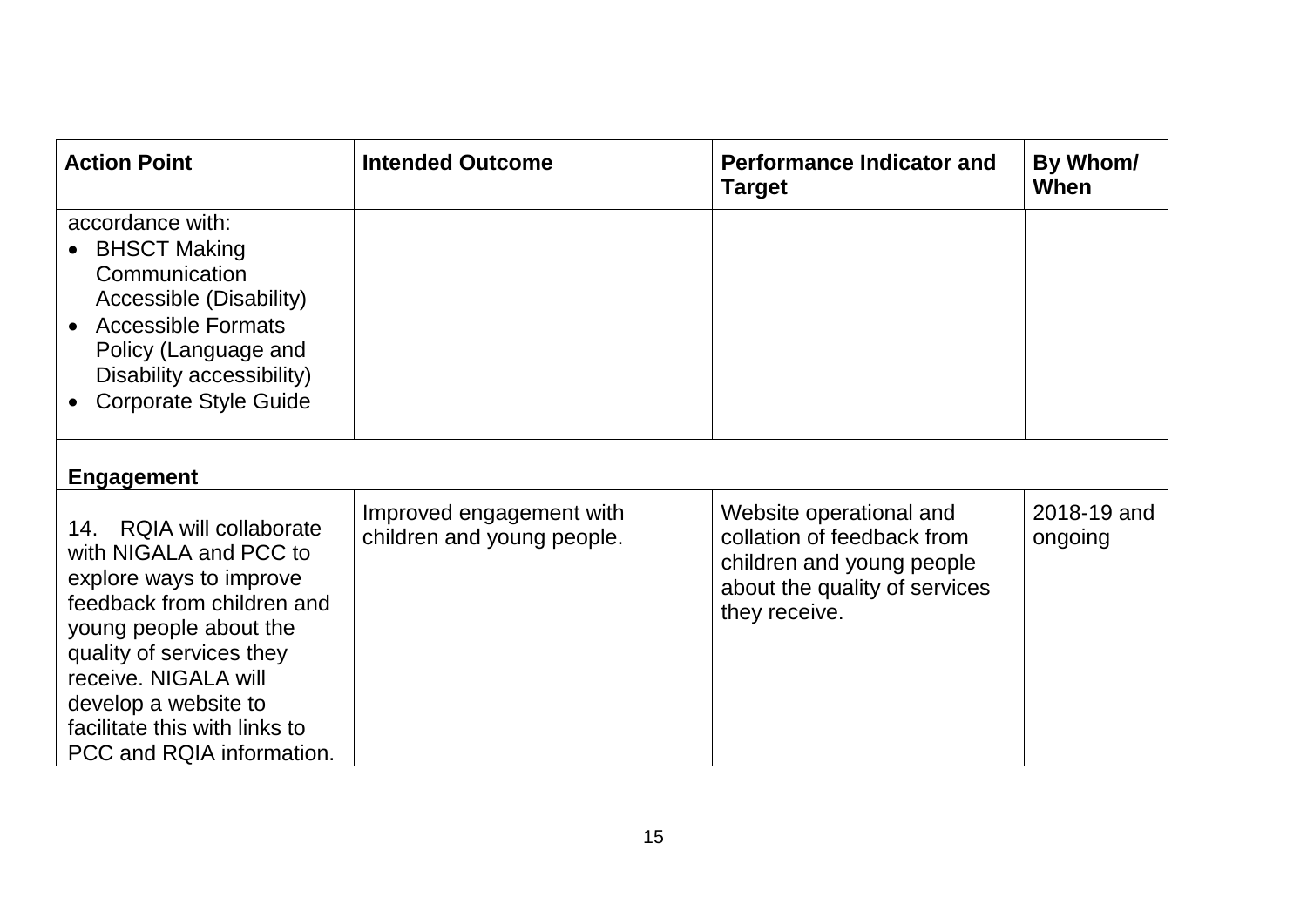| Action Point | Intended Outcome | Performance Indicator and Target | By Whom/ When |
|---|---|---|---|
| accordance with:<br>• BHSCT Making Communication Accessible (Disability)<br>• Accessible Formats Policy (Language and Disability accessibility)<br>• Corporate Style Guide | | | |
| **Engagement** | | | |
| 14. RQIA will collaborate with NIGALA and PCC to explore ways to improve feedback from children and young people about the quality of services they receive. NIGALA will develop a website to facilitate this with links to PCC and RQIA information. | Improved engagement with children and young people. | Website operational and collation of feedback from children and young people about the quality of services they receive. | 2018-19 and ongoing |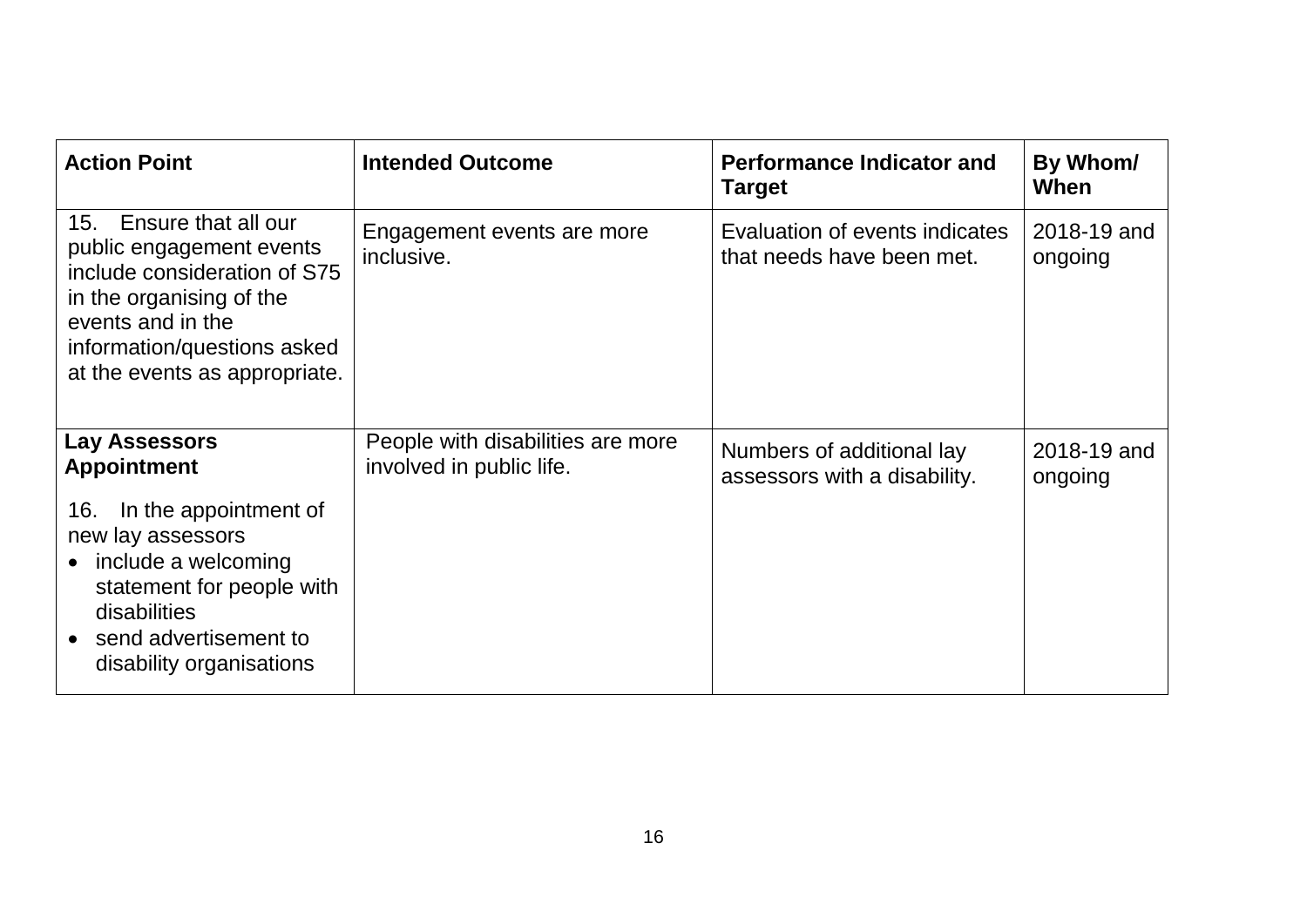| Action Point | Intended Outcome | Performance Indicator and Target | By Whom/ When |
|---|---|---|---|
| 15. Ensure that all our public engagement events include consideration of S75 in the organising of the events and in the information/questions asked at the events as appropriate. | Engagement events are more inclusive. | Evaluation of events indicates that needs have been met. | 2018-19 and ongoing |
| **Lay Assessors Appointment**<br><br>16. In the appointment of new lay assessors<br>• include a welcoming statement for people with disabilities<br>• send advertisement to disability organisations | People with disabilities are more involved in public life. | Numbers of additional lay assessors with a disability. | 2018-19 and ongoing |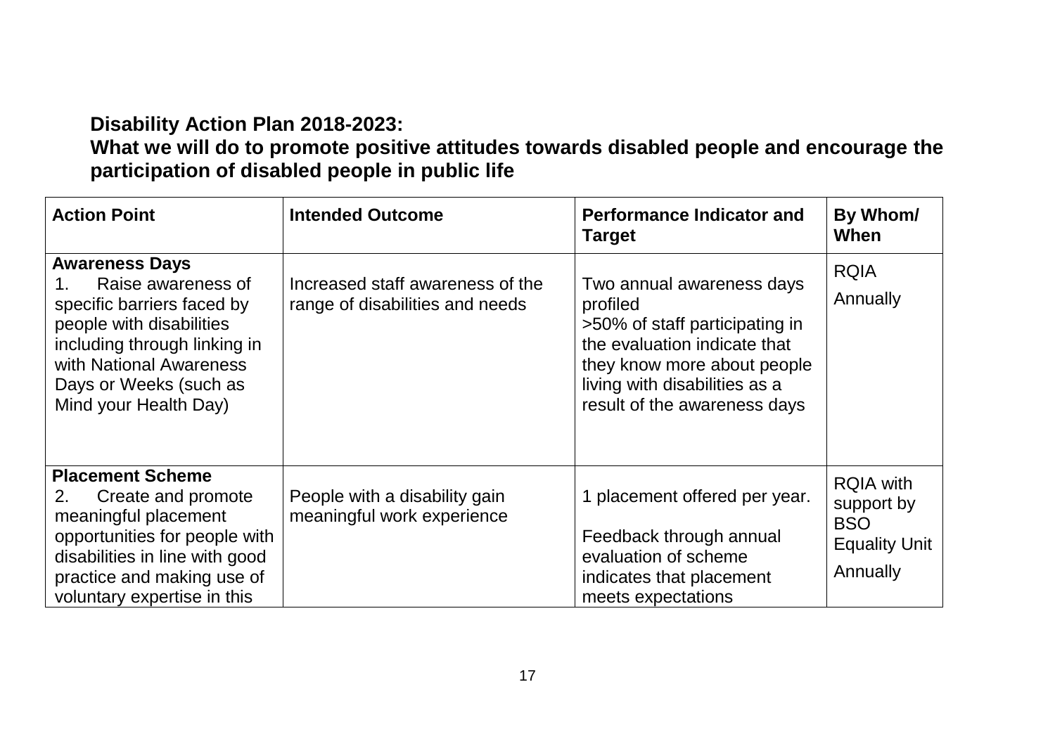**Disability Action Plan 2018-2023:**
**What we will do to promote positive attitudes towards disabled people and encourage the participation of disabled people in public life**

| Action Point | Intended Outcome | Performance Indicator and Target | By Whom/ When |
|---|---|---|---|
| **Awareness Days**<br>1. Raise awareness of specific barriers faced by people with disabilities including through linking in with National Awareness Days or Weeks (such as Mind your Health Day) | Increased staff awareness of the range of disabilities and needs | Two annual awareness days profiled<br>>50% of staff participating in the evaluation indicate that they know more about people living with disabilities as a result of the awareness days | RQIA<br>Annually |
| **Placement Scheme**<br>2. Create and promote meaningful placement opportunities for people with disabilities in line with good practice and making use of voluntary expertise in this | People with a disability gain meaningful work experience | 1 placement offered per year.<br>Feedback through annual evaluation of scheme indicates that placement meets expectations | RQIA with support by BSO Equality Unit<br>Annually |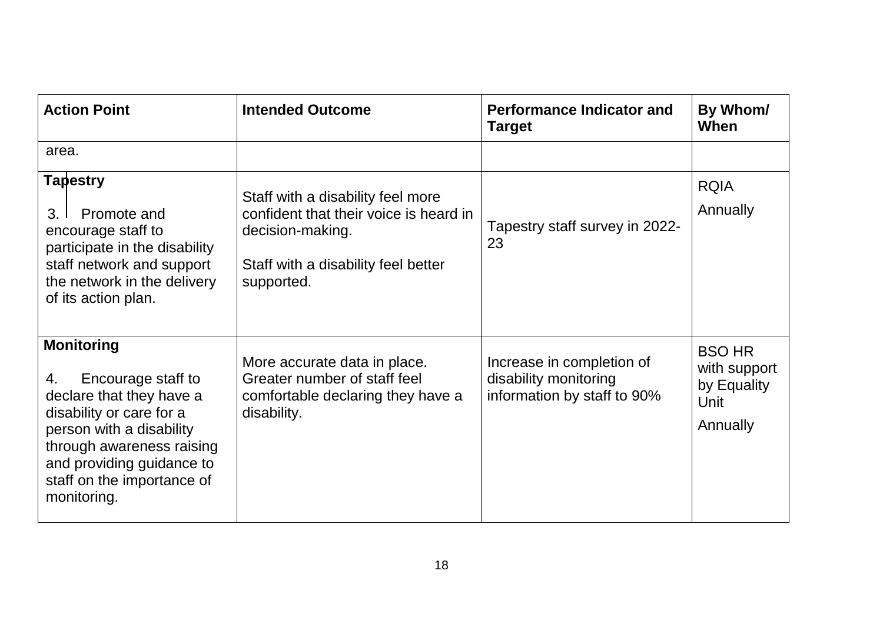| Action Point | Intended Outcome | Performance Indicator and Target | By Whom/ When |
|---|---|---|---|
| area. | | | |
| **Tapestry**<br><br>3. Promote and encourage staff to participate in the disability staff network and support the network in the delivery of its action plan. | Staff with a disability feel more confident that their voice is heard in decision-making.<br><br>Staff with a disability feel better supported. | Tapestry staff survey in 2022-23 | RQIA<br><br>Annually |
| **Monitoring**<br><br>4. Encourage staff to declare that they have a disability or care for a person with a disability through awareness raising and providing guidance to staff on the importance of monitoring. | More accurate data in place. Greater number of staff feel comfortable declaring they have a disability. | Increase in completion of disability monitoring information by staff to 90% | BSO HR with support by Equality Unit<br><br>Annually |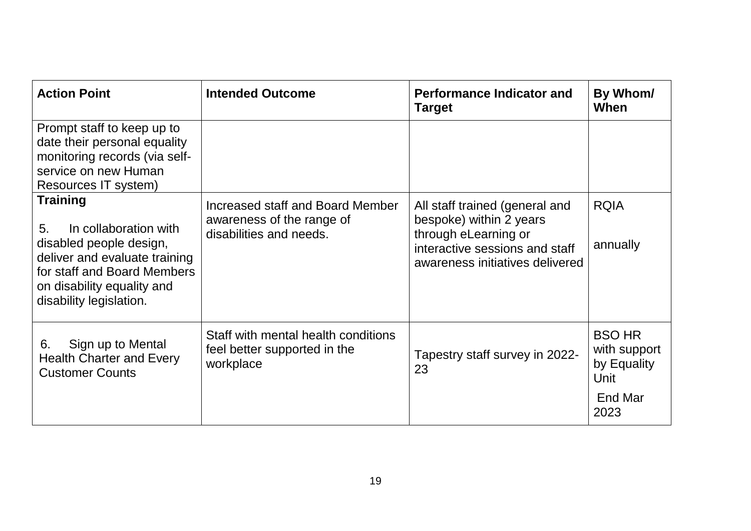| Action Point | Intended Outcome | Performance Indicator and Target | By Whom/ When |
|---|---|---|---|
| Prompt staff to keep up to date their personal equality monitoring records (via self-service on new Human Resources IT system) | | | |
| **Training**<br><br>5. In collaboration with disabled people design, deliver and evaluate training for staff and Board Members on disability equality and disability legislation. | Increased staff and Board Member awareness of the range of disabilities and needs. | All staff trained (general and bespoke) within 2 years through eLearning or interactive sessions and staff awareness initiatives delivered | RQIA<br><br>annually |
| 6. Sign up to Mental Health Charter and Every Customer Counts | Staff with mental health conditions feel better supported in the workplace | Tapestry staff survey in 2022-23 | BSO HR with support by Equality Unit<br><br>End Mar 2023 |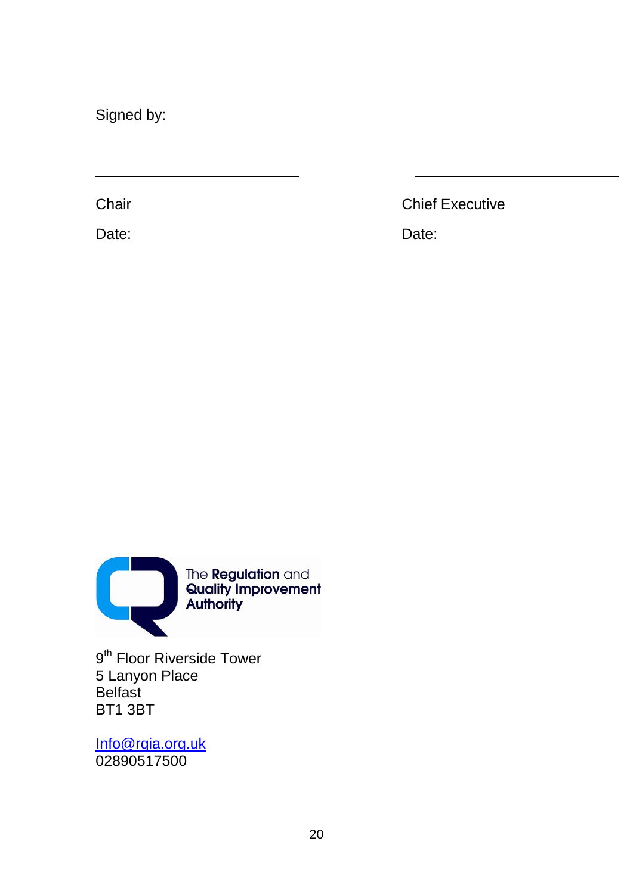Signed by:

\_\_\_\_\_\_\_\_\_\_\_\_\_\_\_\_\_\_\_\_\_\_\_\_\_\_\_\_ \_\_\_\_\_\_\_\_\_\_\_\_\_\_\_\_\_\_\_\_\_\_\_\_\_\_\_\_

Chair

Date:

Chief Executive

Date:

The **Regulation** and **Quality Improvement Authority**

9th Floor Riverside Tower
5 Lanyon Place
Belfast
BT1 3BT

Info@rqia.org.uk
02890517500